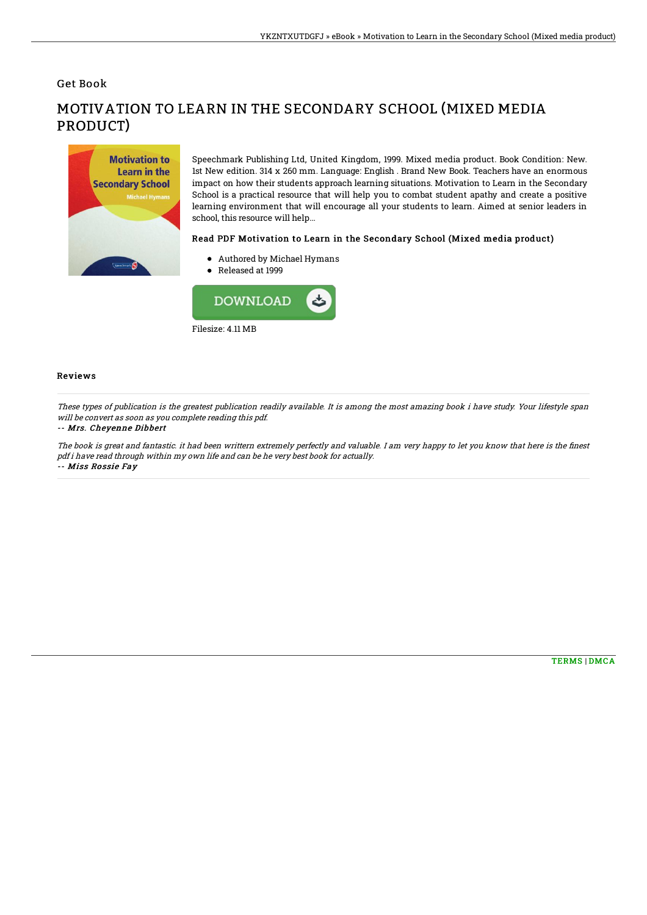Get Book

# MOTIVATION TO LEARN IN THE SECONDARY SCHOOL (MIXED MEDIA PRODUCT)

Speechmark Publishing Ltd, United Kingdom, 1999. Mixed media product. Book Condition: New. 1st New edition. 314 x 260 mm. Language: English . Brand New Book. Teachers have an enormous impact on how their students approach learning situations. Motivation to Learn in the Secondary School is a practical resource that will help you to combat student apathy and create a positive learning environment that will encourage all your students to learn. Aimed at senior leaders in school, this resource will help...

### Read PDF Motivation to Learn in the Secondary School (Mixed media product)

- Authored by Michael Hymans
- Released at 1999

DOWNLOAD

Filesize: 4.11 MB

## Reviews

*These types of publication is the greatest publication readily available. It is among the most amazing book i have study. Your lifestyle span will be convert as soon as you complete reading this pdf.*

*-- Mrs. Cheyenne Dibbert*

*The book is great and fantastic. it had been writtern extremely perfectly and valuable. I am very happy to let you know that here is the finest pdf i have read through within my own life and can be he very best book for actually.*

*-- Miss Rossie Fay*

TERMS | DMCA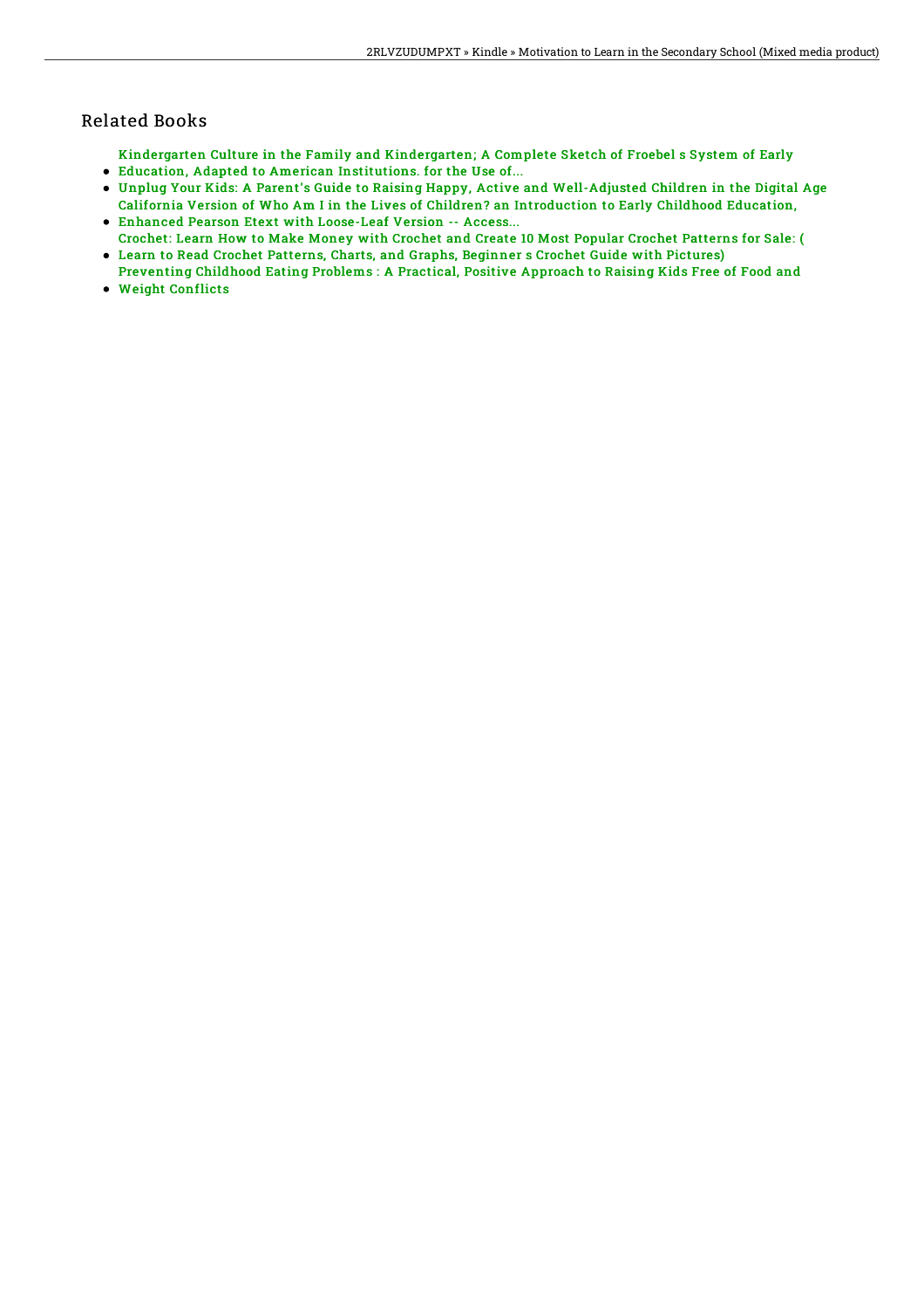## Related Books

- Kindergarten Culture in the Family and Kindergarten; A Complete Sketch of Froebel s System of Early Education, Adapted to American Institutions. for the Use of...
- Unplug Your Kids: A Parent's Guide to Raising Happy, Active and Well-Adjusted Children in the Digital Age
- California Version of Who Am I in the Lives of Children? an Introduction to Early Childhood Education, Enhanced Pearson Etext with Loose-Leaf Version -- Access...
- Crochet: Learn How to Make Money with Crochet and Create 10 Most Popular Crochet Patterns for Sale: ( Learn to Read Crochet Patterns, Charts, and Graphs, Beginner s Crochet Guide with Pictures)
- Preventing Childhood Eating Problems : A Practical, Positive Approach to Raising Kids Free of Food and Weight Conflicts